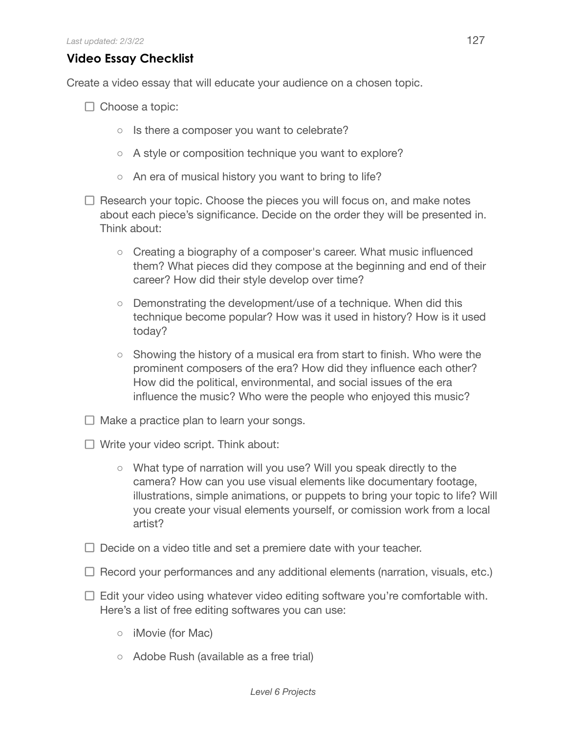## Video Essay Checklist

Create a video essay that will educate your audience on a chosen topic.

- ☐ Choose a topic:
  - Is there a composer you want to celebrate?
  - A style or composition technique you want to explore?
  - An era of musical history you want to bring to life?
- ☐ Research your topic. Choose the pieces you will focus on, and make notes about each piece's significance. Decide on the order they will be presented in. Think about:
  - Creating a biography of a composer's career. What music influenced them? What pieces did they compose at the beginning and end of their career? How did their style develop over time?
  - Demonstrating the development/use of a technique. When did this technique become popular? How was it used in history? How is it used today?
  - Showing the history of a musical era from start to finish. Who were the prominent composers of the era? How did they influence each other? How did the political, environmental, and social issues of the era influence the music? Who were the people who enjoyed this music?
- ☐ Make a practice plan to learn your songs.
- ☐ Write your video script. Think about:
  - What type of narration will you use? Will you speak directly to the camera? How can you use visual elements like documentary footage, illustrations, simple animations, or puppets to bring your topic to life? Will you create your visual elements yourself, or comission work from a local artist?
- ☐ Decide on a video title and set a premiere date with your teacher.
- ☐ Record your performances and any additional elements (narration, visuals, etc.)
- ☐ Edit your video using whatever video editing software you're comfortable with. Here's a list of free editing softwares you can use:
  - iMovie (for Mac)
  - Adobe Rush (available as a free trial)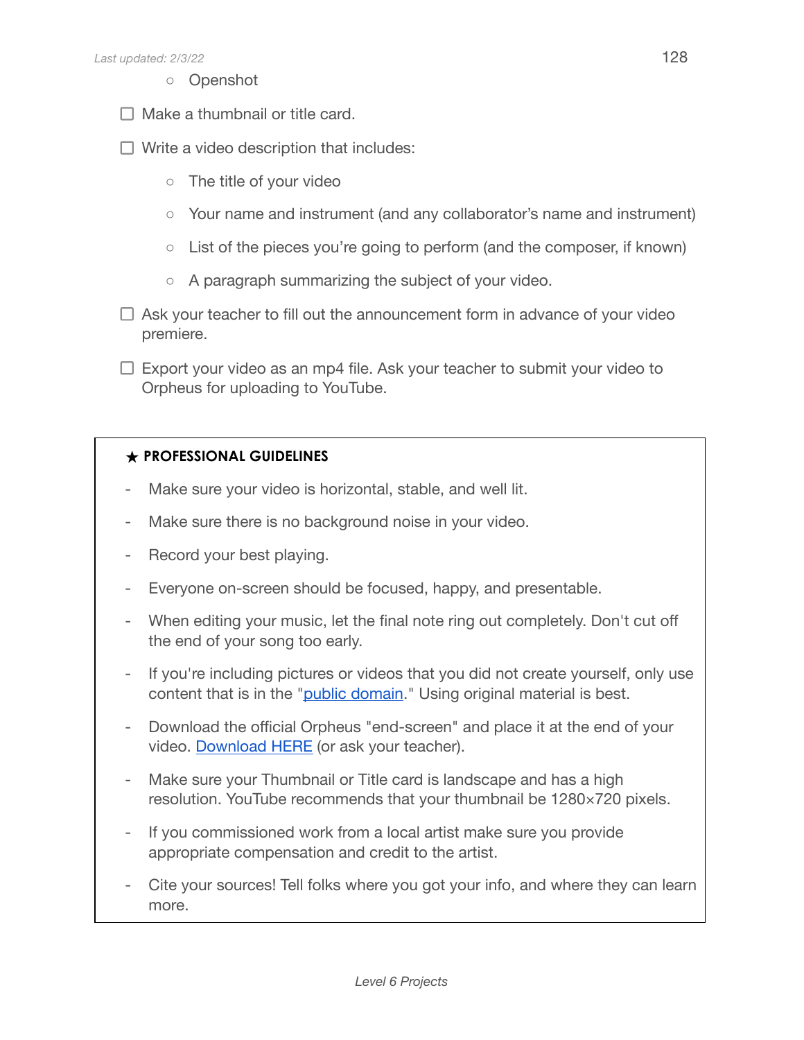- Openshot

- [ ] Make a thumbnail or title card.
- [ ] Write a video description that includes:
    - The title of your video
    - Your name and instrument (and any collaborator's name and instrument)
    - List of the pieces you're going to perform (and the composer, if known)
    - A paragraph summarizing the subject of your video.
- [ ] Ask your teacher to fill out the announcement form in advance of your video premiere.
- [ ] Export your video as an mp4 file. Ask your teacher to submit your video to Orpheus for uploading to YouTube.

★ **PROFESSIONAL GUIDELINES**

- Make sure your video is horizontal, stable, and well lit.
- Make sure there is no background noise in your video.
- Record your best playing.
- Everyone on-screen should be focused, happy, and presentable.
- When editing your music, let the final note ring out completely. Don't cut off the end of your song too early.
- If you're including pictures or videos that you did not create yourself, only use content that is in the "public domain." Using original material is best.
- Download the official Orpheus "end-screen" and place it at the end of your video. Download HERE (or ask your teacher).
- Make sure your Thumbnail or Title card is landscape and has a high resolution. YouTube recommends that your thumbnail be 1280×720 pixels.
- If you commissioned work from a local artist make sure you provide appropriate compensation and credit to the artist.
- Cite your sources! Tell folks where you got your info, and where they can learn more.